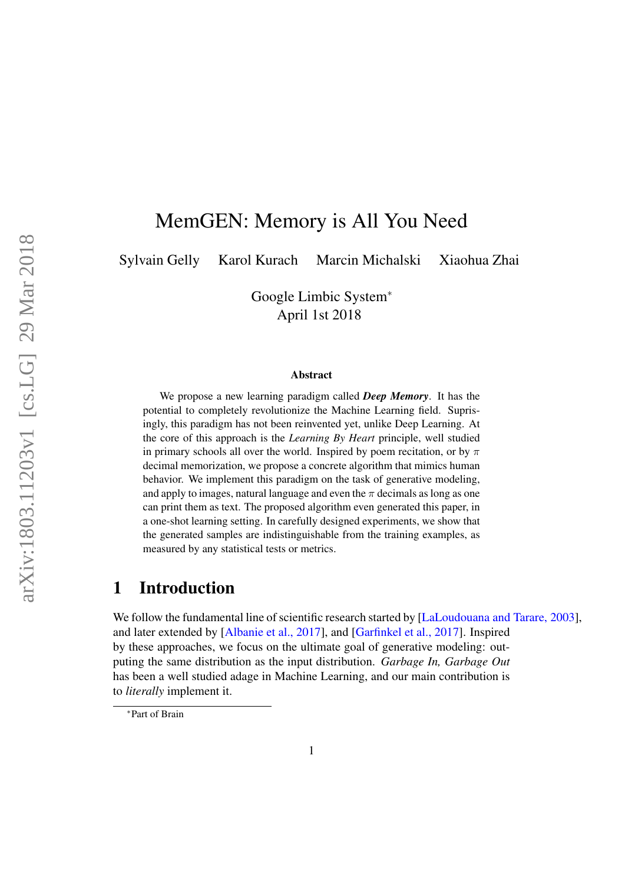# MemGEN: Memory is All You Need

Sylvain Gelly    Karol Kurach    Marcin Michalski    Xiaohua Zhai

Google Limbic System[*]
April 1st 2018

## Abstract

We propose a new learning paradigm called ***Deep Memory***. It has the potential to completely revolutionize the Machine Learning field. Suprisingly, this paradigm has not been reinvented yet, unlike Deep Learning. At the core of this approach is the *Learning By Heart* principle, well studied in primary schools all over the world. Inspired by poem recitation, or by $\pi$ decimal memorization, we propose a concrete algorithm that mimics human behavior. We implement this paradigm on the task of generative modeling, and apply to images, natural language and even the $\pi$ decimals as long as one can print them as text. The proposed algorithm even generated this paper, in a one-shot learning setting. In carefully designed experiments, we show that the generated samples are indistinguishable from the training examples, as measured by any statistical tests or metrics.

## 1 Introduction

We follow the fundamental line of scientific research started by [LaLoudouana and Tarare, 2003], and later extended by [Albanie et al., 2017], and [Garfinkel et al., 2017]. Inspired by these approaches, we focus on the ultimate goal of generative modeling: outputing the same distribution as the input distribution. *Garbage In, Garbage Out* has been a well studied adage in Machine Learning, and our main contribution is to *literally* implement it.

[*] Part of Brain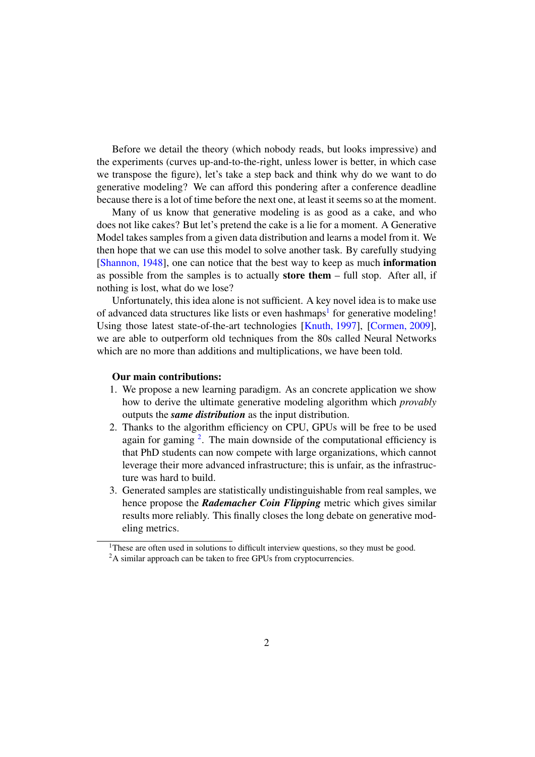Before we detail the theory (which nobody reads, but looks impressive) and the experiments (curves up-and-to-the-right, unless lower is better, in which case we transpose the figure), let's take a step back and think why do we want to do generative modeling? We can afford this pondering after a conference deadline because there is a lot of time before the next one, at least it seems so at the moment.

Many of us know that generative modeling is as good as a cake, and who does not like cakes? But let's pretend the cake is a lie for a moment. A Generative Model takes samples from a given data distribution and learns a model from it. We then hope that we can use this model to solve another task. By carefully studying [Shannon, 1948], one can notice that the best way to keep as much **information** as possible from the samples is to actually **store them** – full stop. After all, if nothing is lost, what do we lose?

Unfortunately, this idea alone is not sufficient. A key novel idea is to make use of advanced data structures like lists or even hashmaps[1] for generative modeling! Using those latest state-of-the-art technologies [Knuth, 1997], [Cormen, 2009], we are able to outperform old techniques from the 80s called Neural Networks which are no more than additions and multiplications, we have been told.

**Our main contributions:**

1. We propose a new learning paradigm. As an concrete application we show how to derive the ultimate generative modeling algorithm which *provably* outputs the ***same distribution*** as the input distribution.
2. Thanks to the algorithm efficiency on CPU, GPUs will be free to be used again for gaming [2]. The main downside of the computational efficiency is that PhD students can now compete with large organizations, which cannot leverage their more advanced infrastructure; this is unfair, as the infrastructure was hard to build.
3. Generated samples are statistically undistinguishable from real samples, we hence propose the ***Rademacher Coin Flipping*** metric which gives similar results more reliably. This finally closes the long debate on generative modeling metrics.

[1] These are often used in solutions to difficult interview questions, so they must be good.

[2] A similar approach can be taken to free GPUs from cryptocurrencies.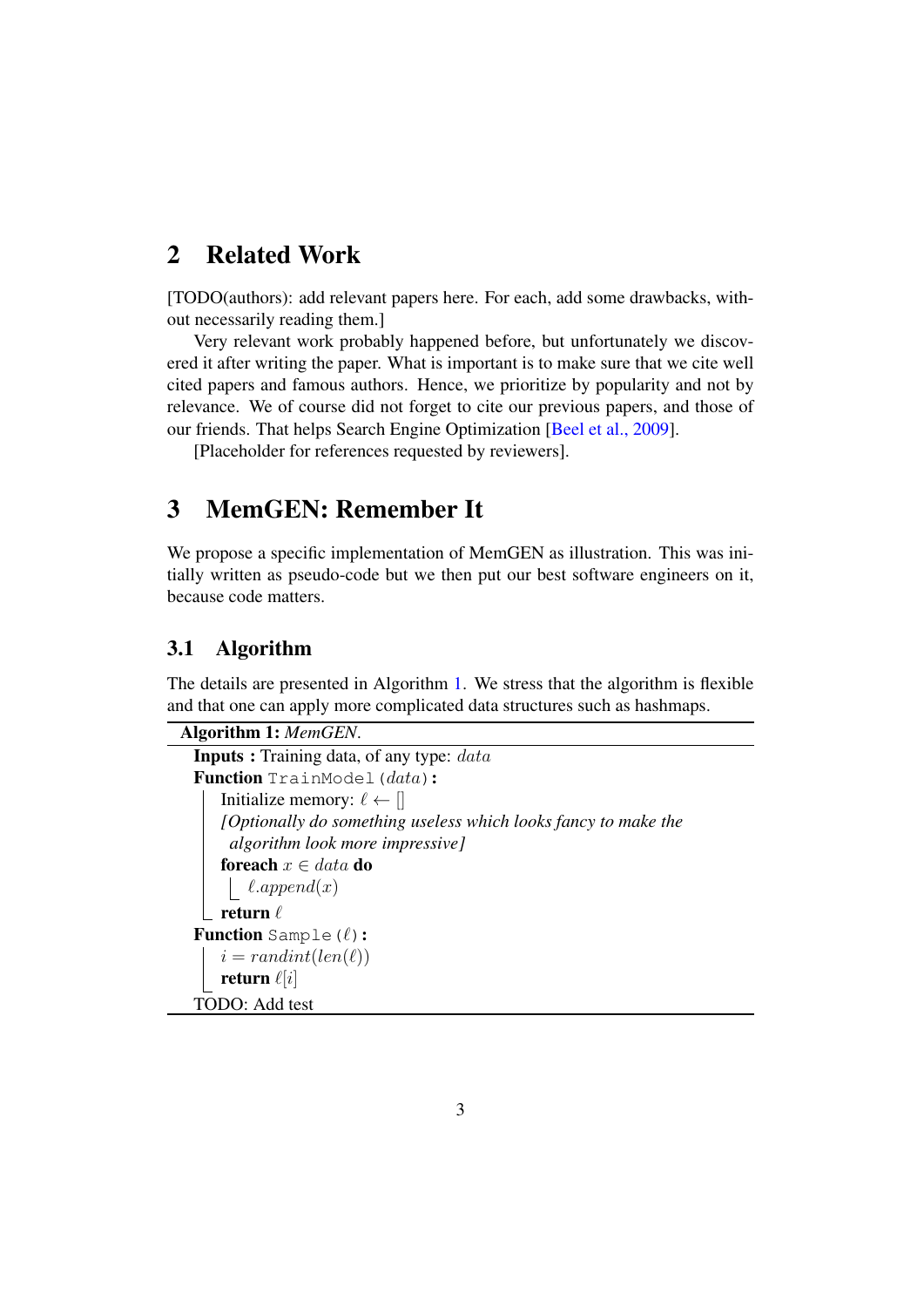## 2 Related Work

[TODO(authors): add relevant papers here. For each, add some drawbacks, without necessarily reading them.]

Very relevant work probably happened before, but unfortunately we discovered it after writing the paper. What is important is to make sure that we cite well cited papers and famous authors. Hence, we prioritize by popularity and not by relevance. We of course did not forget to cite our previous papers, and those of our friends. That helps Search Engine Optimization [Beel et al., 2009].

[Placeholder for references requested by reviewers].

## 3 MemGEN: Remember It

We propose a specific implementation of MemGEN as illustration. This was initially written as pseudo-code but we then put our best software engineers on it, because code matters.

### 3.1 Algorithm

The details are presented in Algorithm 1. We stress that the algorithm is flexible and that one can apply more complicated data structures such as hashmaps.

**Algorithm 1:** *MemGEN*.

```
Inputs : Training data, of any type: data
Function TrainModel(data):
    Initialize memory: ℓ ← []
    [Optionally do something useless which looks fancy to make the
     algorithm look more impressive]
    foreach x ∈ data do
        ℓ.append(x)
    return ℓ
Function Sample(ℓ):
    i = randint(len(ℓ))
    return ℓ[i]
TODO: Add test
```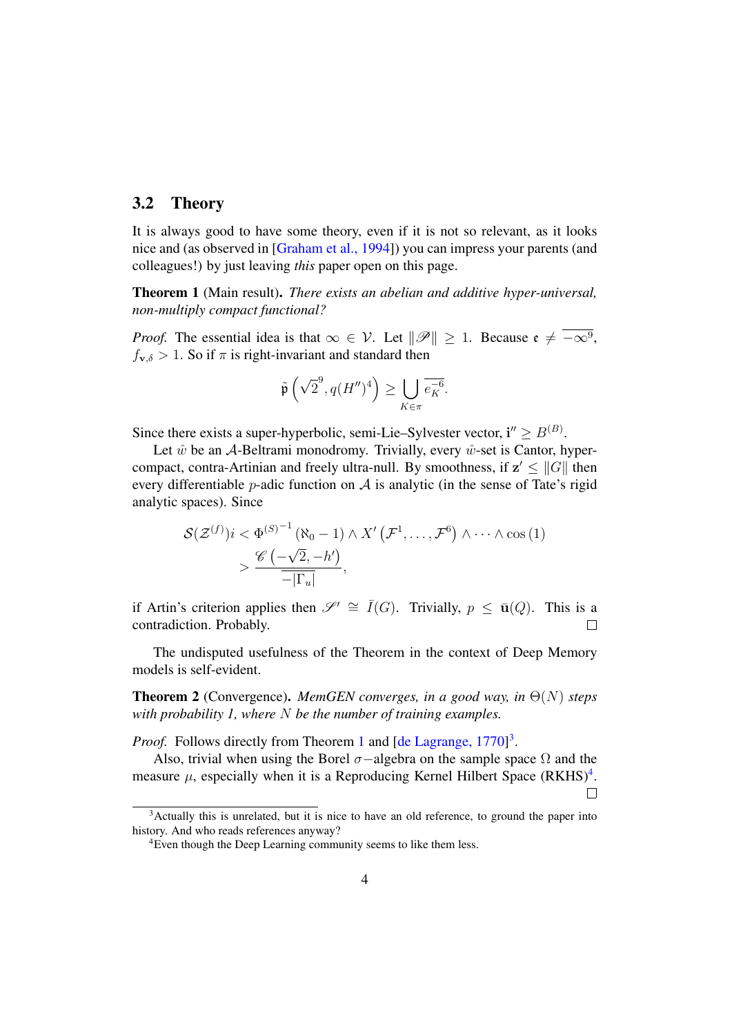### 3.2 Theory

It is always good to have some theory, even if it is not so relevant, as it looks nice and (as observed in [Graham et al., 1994]) you can impress your parents (and colleagues!) by just leaving *this* paper open on this page.

**Theorem 1** (Main result)**.** *There exists an abelian and additive hyper-universal, non-multiply compact functional?*

*Proof.* The essential idea is that $\infty \in \mathcal{V}$. Let $\|\mathscr{P}\| \geq 1$. Because $\mathfrak{e} \neq \overline{-\infty^9}$, $f_{\mathbf{v},\delta} > 1$. So if $\pi$ is right-invariant and standard then

$$\tilde{\mathfrak{p}}\left(\sqrt{2}^9, q(H'')^4\right) \geq \bigcup_{K \in \pi} \overline{e_K^{-6}}.$$

Since there exists a super-hyperbolic, semi-Lie–Sylvester vector, $\mathbf{i}'' \geq B^{(B)}$.

Let $\hat{w}$ be an $\mathcal{A}$-Beltrami monodromy. Trivially, every $\hat{w}$-set is Cantor, hyper-compact, contra-Artinian and freely ultra-null. By smoothness, if $\mathbf{z}' \leq \|G\|$ then every differentiable $p$-adic function on $\mathcal{A}$ is analytic (in the sense of Tate's rigid analytic spaces). Since

$$\begin{aligned}
\mathcal{S}(\mathcal{Z}^{(f)})i &< \Phi^{(S)^{-1}}\left(\aleph_0 - 1\right) \wedge X'\left(\mathcal{F}^1, \dots, \mathcal{F}^6\right) \wedge \dots \wedge \cos\left(1\right) \\
&> \frac{\mathscr{C}\left(-\sqrt{2}, -h'\right)}{\overline{-|\Gamma_u|}},
\end{aligned}$$

if Artin's criterion applies then $\mathscr{S}' \cong \bar{I}(G)$. Trivially, $p \leq \bar{\mathbf{u}}(Q)$. This is a contradiction. Probably. $\square$

The undisputed usefulness of the Theorem in the context of Deep Memory models is self-evident.

**Theorem 2** (Convergence)**.** *MemGEN converges, in a good way, in $\Theta(N)$ steps with probability 1, where $N$ be the number of training examples.*

*Proof.* Follows directly from Theorem 1 and [de Lagrange, 1770][3].

Also, trivial when using the Borel $\sigma-$algebra on the sample space $\Omega$ and the measure $\mu$, especially when it is a Reproducing Kernel Hilbert Space (RKHS)[4]. $\square$

---

[3] Actually this is unrelated, but it is nice to have an old reference, to ground the paper into history. And who reads references anyway?

[4] Even though the Deep Learning community seems to like them less.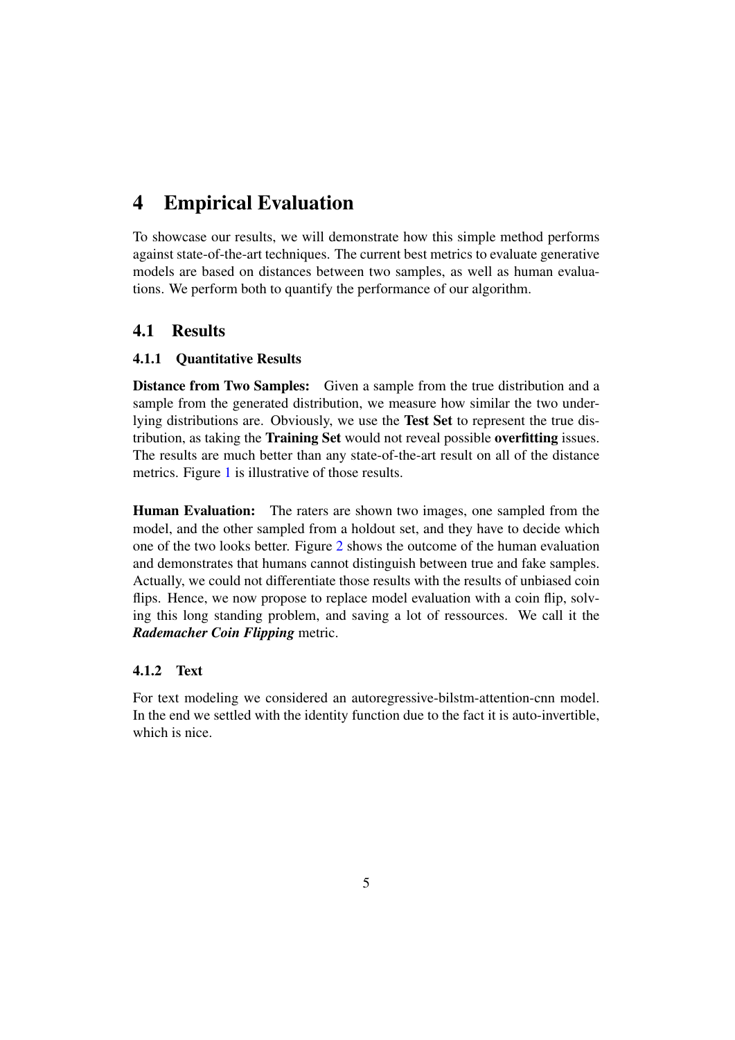# 4 Empirical Evaluation

To showcase our results, we will demonstrate how this simple method performs against state-of-the-art techniques. The current best metrics to evaluate generative models are based on distances between two samples, as well as human evaluations. We perform both to quantify the performance of our algorithm.

## 4.1 Results

### 4.1.1 Quantitative Results

**Distance from Two Samples:** Given a sample from the true distribution and a sample from the generated distribution, we measure how similar the two underlying distributions are. Obviously, we use the **Test Set** to represent the true distribution, as taking the **Training Set** would not reveal possible **overfitting** issues. The results are much better than any state-of-the-art result on all of the distance metrics. Figure 1 is illustrative of those results.

**Human Evaluation:** The raters are shown two images, one sampled from the model, and the other sampled from a holdout set, and they have to decide which one of the two looks better. Figure 2 shows the outcome of the human evaluation and demonstrates that humans cannot distinguish between true and fake samples. Actually, we could not differentiate those results with the results of unbiased coin flips. Hence, we now propose to replace model evaluation with a coin flip, solving this long standing problem, and saving a lot of ressources. We call it the ***Rademacher Coin Flipping*** metric.

### 4.1.2 Text

For text modeling we considered an autoregressive-bilstm-attention-cnn model. In the end we settled with the identity function due to the fact it is auto-invertible, which is nice.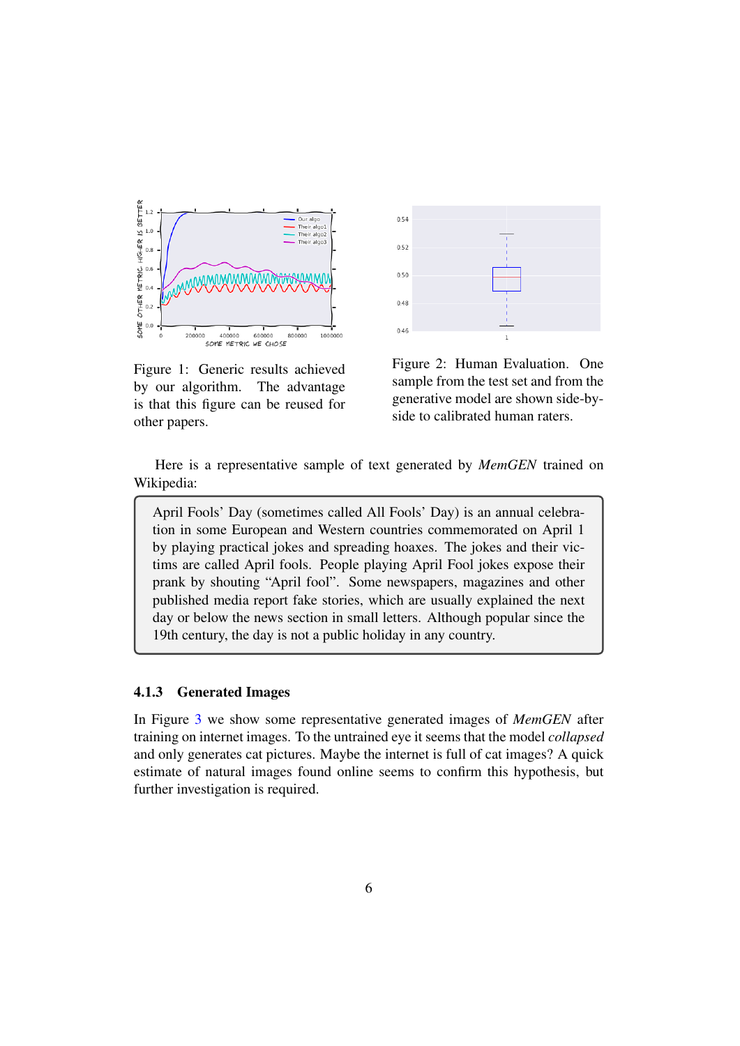Figure 1: Generic results achieved by our algorithm. The advantage is that this figure can be reused for other papers.

Figure 2: Human Evaluation. One sample from the test set and from the generative model are shown side-by-side to calibrated human raters.

Here is a representative sample of text generated by *MemGEN* trained on Wikipedia:

> April Fools' Day (sometimes called All Fools' Day) is an annual celebration in some European and Western countries commemorated on April 1 by playing practical jokes and spreading hoaxes. The jokes and their victims are called April fools. People playing April Fool jokes expose their prank by shouting "April fool". Some newspapers, magazines and other published media report fake stories, which are usually explained the next day or below the news section in small letters. Although popular since the 19th century, the day is not a public holiday in any country.

#### 4.1.3 Generated Images

In Figure 3 we show some representative generated images of *MemGEN* after training on internet images. To the untrained eye it seems that the model *collapsed* and only generates cat pictures. Maybe the internet is full of cat images? A quick estimate of natural images found online seems to confirm this hypothesis, but further investigation is required.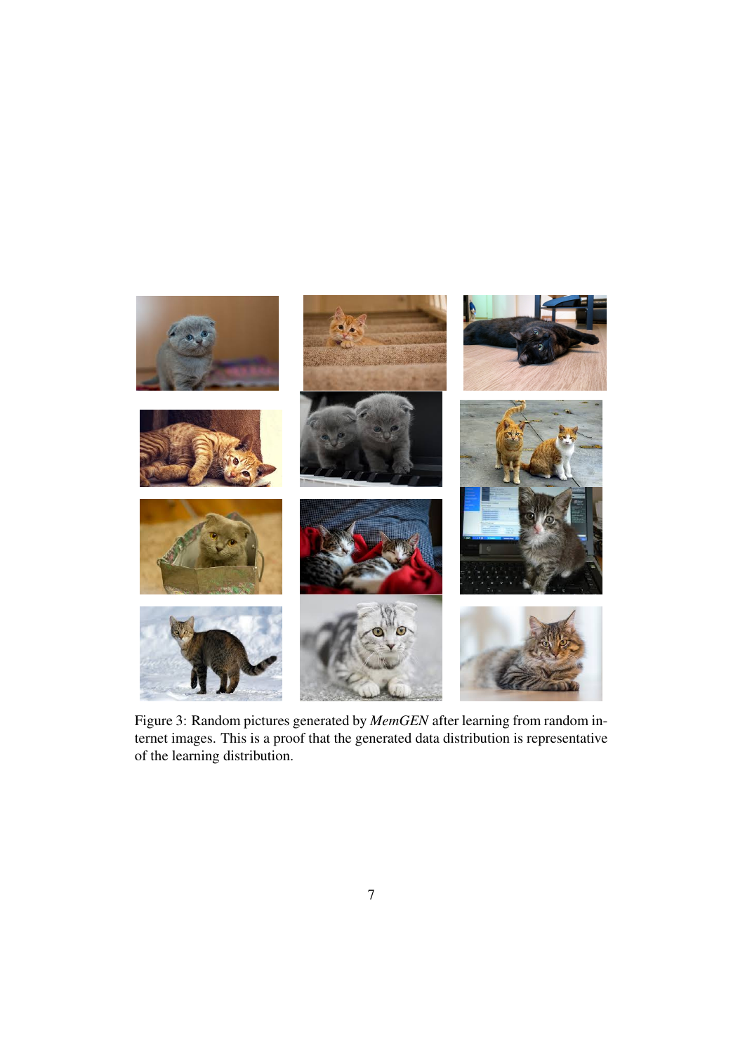Figure 3: Random pictures generated by *MemGEN* after learning from random internet images. This is a proof that the generated data distribution is representative of the learning distribution.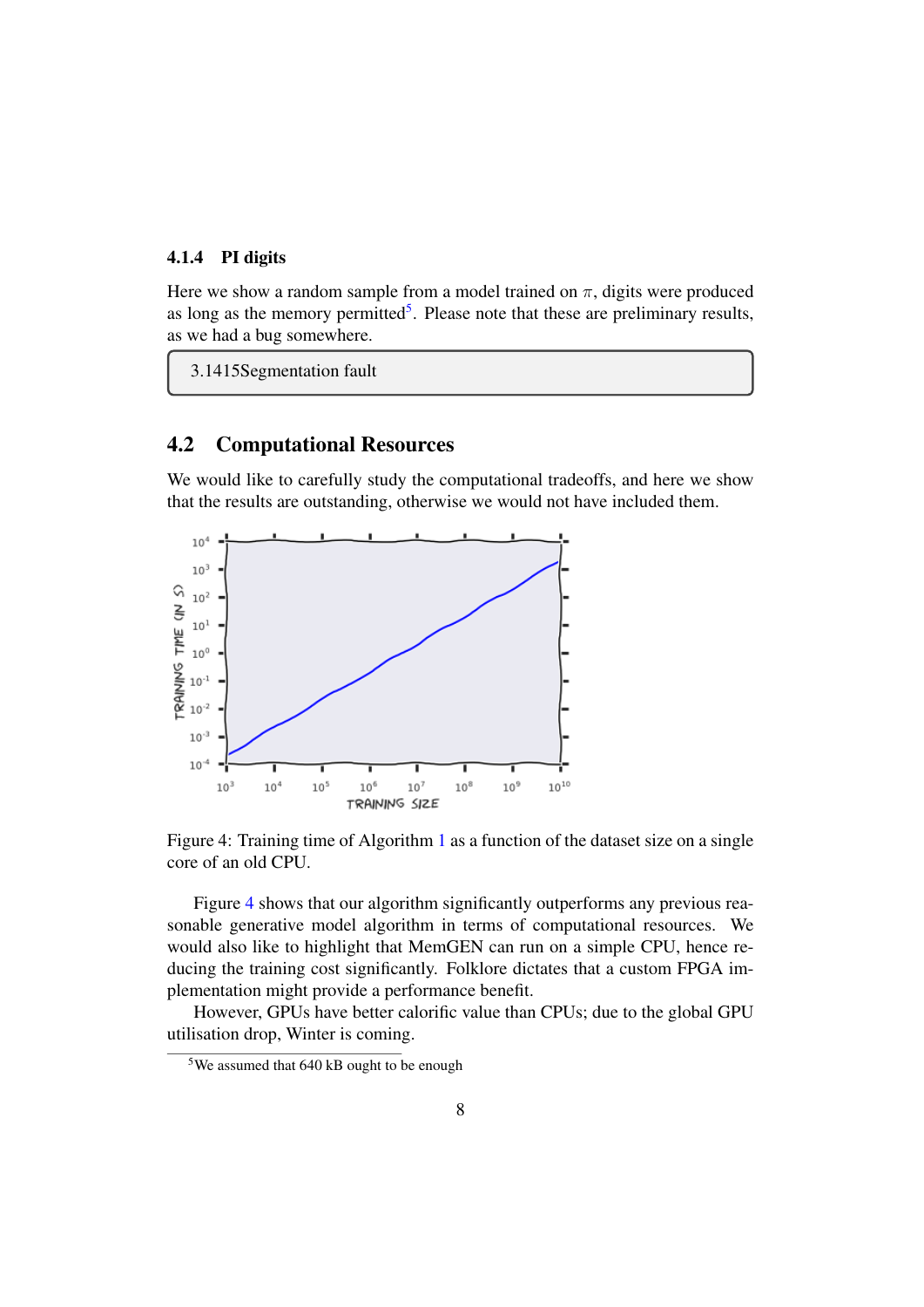### 4.1.4 PI digits

Here we show a random sample from a model trained on $\pi$, digits were produced as long as the memory permitted[5]. Please note that these are preliminary results, as we had a bug somewhere.

```
3.1415Segmentation fault
```

## 4.2 Computational Resources

We would like to carefully study the computational tradeoffs, and here we show that the results are outstanding, otherwise we would not have included them.

Figure 4: Training time of Algorithm 1 as a function of the dataset size on a single core of an old CPU.

Figure 4 shows that our algorithm significantly outperforms any previous reasonable generative model algorithm in terms of computational resources. We would also like to highlight that MemGEN can run on a simple CPU, hence reducing the training cost significantly. Folklore dictates that a custom FPGA implementation might provide a performance benefit.

However, GPUs have better calorific value than CPUs; due to the global GPU utilisation drop, Winter is coming.

[5] We assumed that 640 kB ought to be enough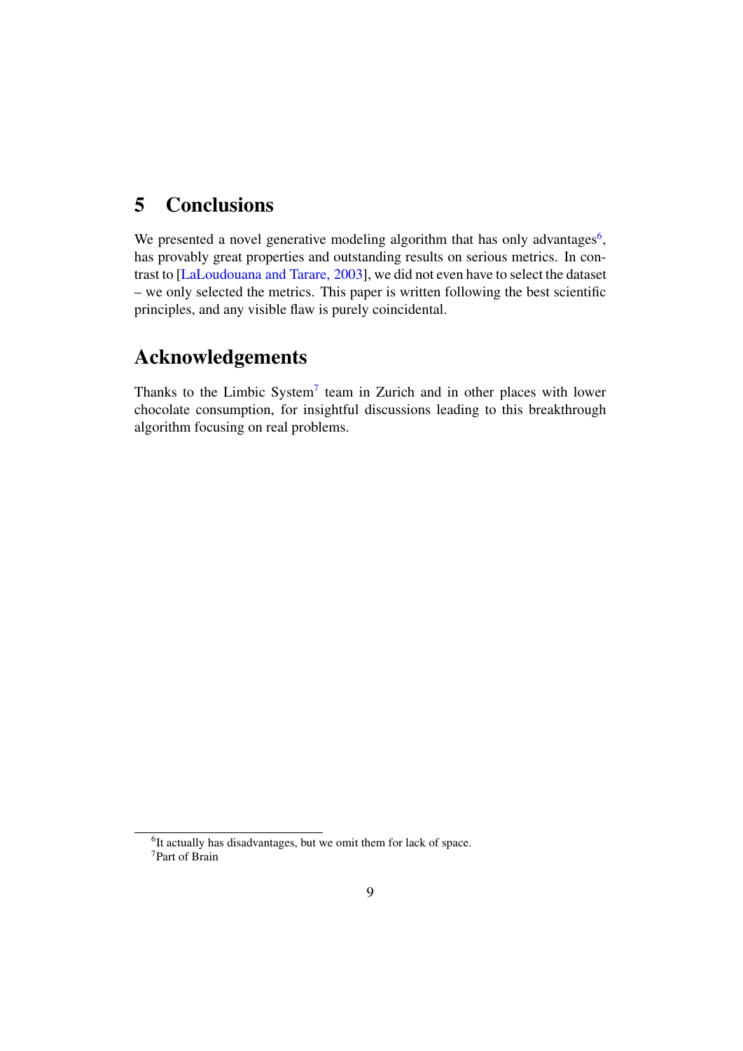## 5 Conclusions

We presented a novel generative modeling algorithm that has only advantages[6], has provably great properties and outstanding results on serious metrics. In contrast to [LaLoudouana and Tarare, 2003], we did not even have to select the dataset – we only selected the metrics. This paper is written following the best scientific principles, and any visible flaw is purely coincidental.

## Acknowledgements

Thanks to the Limbic System[7] team in Zurich and in other places with lower chocolate consumption, for insightful discussions leading to this breakthrough algorithm focusing on real problems.

[6]It actually has disadvantages, but we omit them for lack of space.

[7]Part of Brain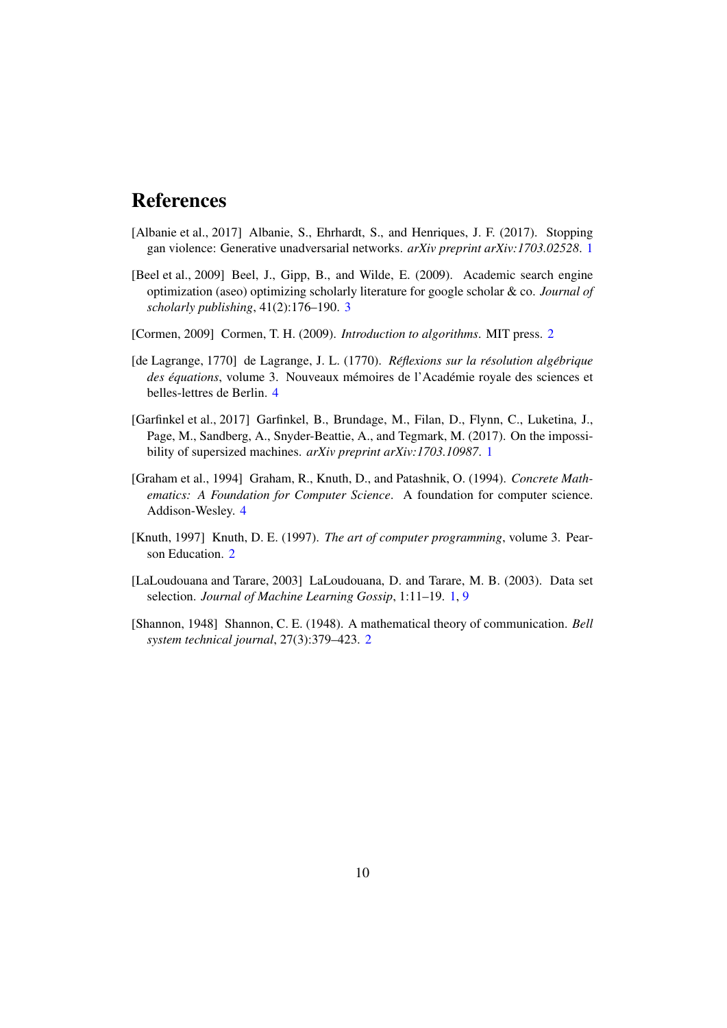## References

[Albanie et al., 2017] Albanie, S., Ehrhardt, S., and Henriques, J. F. (2017). Stopping gan violence: Generative unadversarial networks. *arXiv preprint arXiv:1703.02528*. 1

[Beel et al., 2009] Beel, J., Gipp, B., and Wilde, E. (2009). Academic search engine optimization (aseo) optimizing scholarly literature for google scholar & co. *Journal of scholarly publishing*, 41(2):176–190. 3

[Cormen, 2009] Cormen, T. H. (2009). *Introduction to algorithms*. MIT press. 2

[de Lagrange, 1770] de Lagrange, J. L. (1770). *Réflexions sur la résolution algébrique des équations*, volume 3. Nouveaux mémoires de l'Académie royale des sciences et belles-lettres de Berlin. 4

[Garfinkel et al., 2017] Garfinkel, B., Brundage, M., Filan, D., Flynn, C., Luketina, J., Page, M., Sandberg, A., Snyder-Beattie, A., and Tegmark, M. (2017). On the impossibility of supersized machines. *arXiv preprint arXiv:1703.10987*. 1

[Graham et al., 1994] Graham, R., Knuth, D., and Patashnik, O. (1994). *Concrete Mathematics: A Foundation for Computer Science*. A foundation for computer science. Addison-Wesley. 4

[Knuth, 1997] Knuth, D. E. (1997). *The art of computer programming*, volume 3. Pearson Education. 2

[LaLoudouana and Tarare, 2003] LaLoudouana, D. and Tarare, M. B. (2003). Data set selection. *Journal of Machine Learning Gossip*, 1:11–19. 1, 9

[Shannon, 1948] Shannon, C. E. (1948). A mathematical theory of communication. *Bell system technical journal*, 27(3):379–423. 2